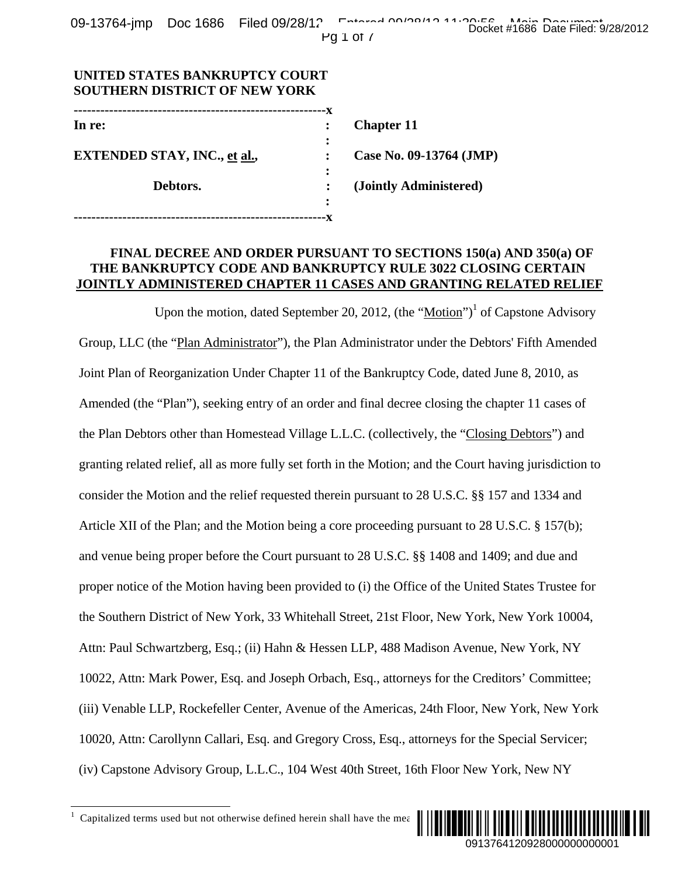**UNITED STATES BANKRUPTCY COURT**
**SOUTHERN DISTRICT OF NEW YORK**

| | | |
|---|---|---|
| **In re:** | : | **Chapter 11** |
| | : | |
| **EXTENDED STAY, INC., et al.,** | : | **Case No. 09-13764 (JMP)** |
| | : | |
| **Debtors.** | : | **(Jointly Administered)** |

**FINAL DECREE AND ORDER PURSUANT TO SECTIONS 150(a) AND 350(a) OF THE BANKRUPTCY CODE AND BANKRUPTCY RULE 3022 CLOSING CERTAIN JOINTLY ADMINISTERED CHAPTER 11 CASES AND GRANTING RELATED RELIEF**

Upon the motion, dated September 20, 2012, (the "Motion")[1] of Capstone Advisory Group, LLC (the "Plan Administrator"), the Plan Administrator under the Debtors' Fifth Amended Joint Plan of Reorganization Under Chapter 11 of the Bankruptcy Code, dated June 8, 2010, as Amended (the "Plan"), seeking entry of an order and final decree closing the chapter 11 cases of the Plan Debtors other than Homestead Village L.L.C. (collectively, the "Closing Debtors") and granting related relief, all as more fully set forth in the Motion; and the Court having jurisdiction to consider the Motion and the relief requested therein pursuant to 28 U.S.C. §§ 157 and 1334 and Article XII of the Plan; and the Motion being a core proceeding pursuant to 28 U.S.C. § 157(b); and venue being proper before the Court pursuant to 28 U.S.C. §§ 1408 and 1409; and due and proper notice of the Motion having been provided to (i) the Office of the United States Trustee for the Southern District of New York, 33 Whitehall Street, 21st Floor, New York, New York 10004, Attn: Paul Schwartzberg, Esq.; (ii) Hahn & Hessen LLP, 488 Madison Avenue, New York, NY 10022, Attn: Mark Power, Esq. and Joseph Orbach, Esq., attorneys for the Creditors' Committee; (iii) Venable LLP, Rockefeller Center, Avenue of the Americas, 24th Floor, New York, New York 10020, Attn: Carollynn Callari, Esq. and Gregory Cross, Esq., attorneys for the Special Servicer; (iv) Capstone Advisory Group, L.L.C., 104 West 40th Street, 16th Floor New York, New NY

[1] Capitalized terms used but not otherwise defined herein shall have the mea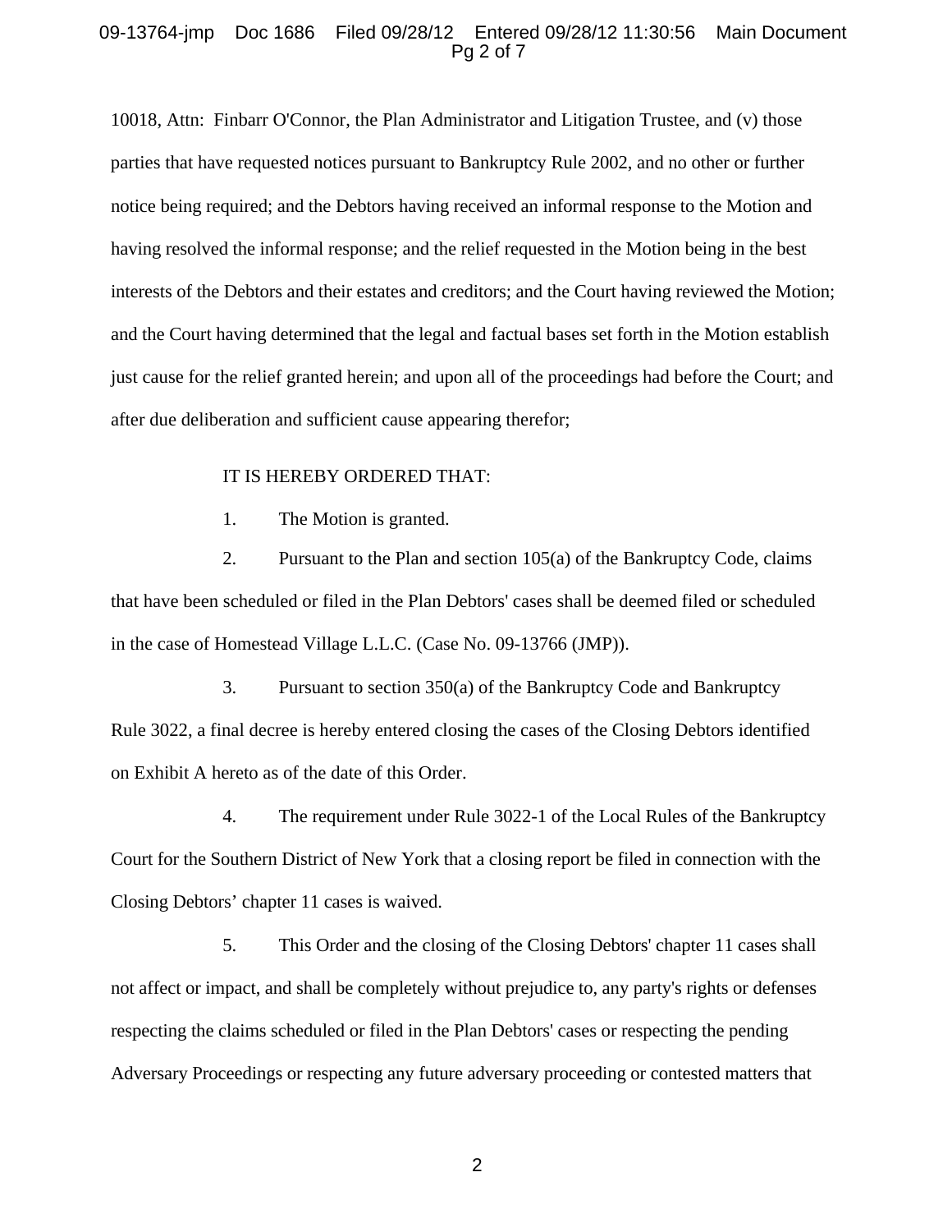10018, Attn: Finbarr O'Connor, the Plan Administrator and Litigation Trustee, and (v) those parties that have requested notices pursuant to Bankruptcy Rule 2002, and no other or further notice being required; and the Debtors having received an informal response to the Motion and having resolved the informal response; and the relief requested in the Motion being in the best interests of the Debtors and their estates and creditors; and the Court having reviewed the Motion; and the Court having determined that the legal and factual bases set forth in the Motion establish just cause for the relief granted herein; and upon all of the proceedings had before the Court; and after due deliberation and sufficient cause appearing therefor;

IT IS HEREBY ORDERED THAT:

1. The Motion is granted.

2. Pursuant to the Plan and section 105(a) of the Bankruptcy Code, claims that have been scheduled or filed in the Plan Debtors' cases shall be deemed filed or scheduled in the case of Homestead Village L.L.C. (Case No. 09-13766 (JMP)).

3. Pursuant to section 350(a) of the Bankruptcy Code and Bankruptcy Rule 3022, a final decree is hereby entered closing the cases of the Closing Debtors identified on Exhibit A hereto as of the date of this Order.

4. The requirement under Rule 3022-1 of the Local Rules of the Bankruptcy Court for the Southern District of New York that a closing report be filed in connection with the Closing Debtors' chapter 11 cases is waived.

5. This Order and the closing of the Closing Debtors' chapter 11 cases shall not affect or impact, and shall be completely without prejudice to, any party's rights or defenses respecting the claims scheduled or filed in the Plan Debtors' cases or respecting the pending Adversary Proceedings or respecting any future adversary proceeding or contested matters that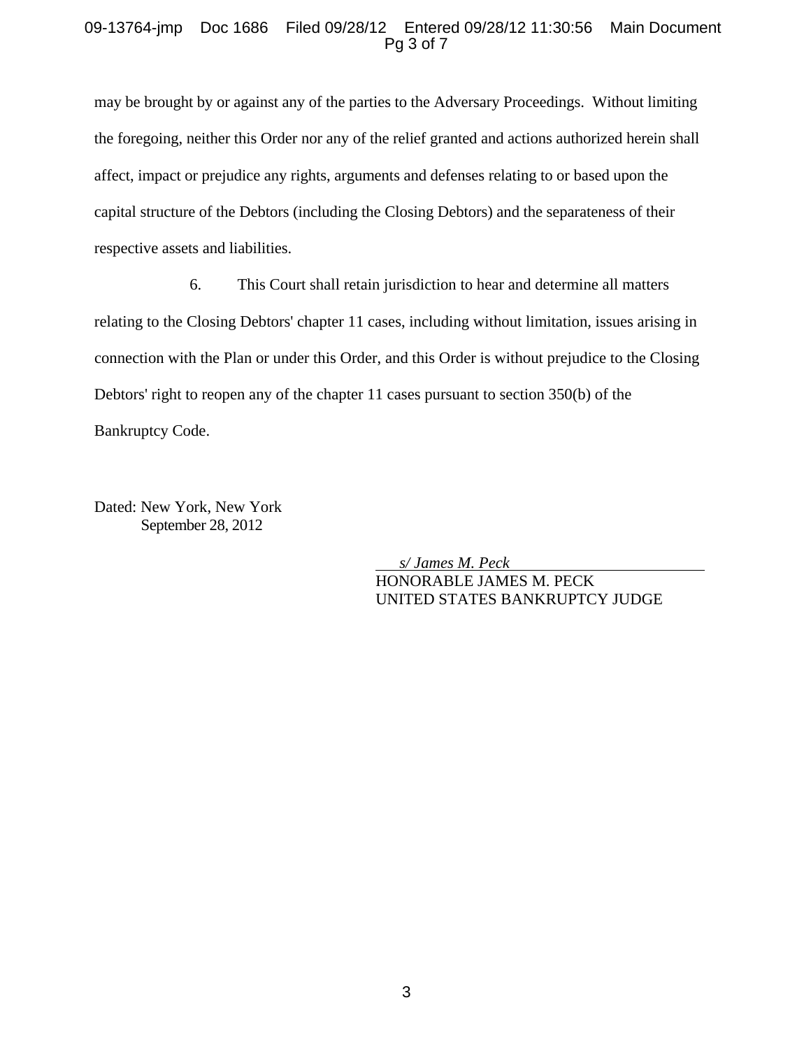may be brought by or against any of the parties to the Adversary Proceedings. Without limiting the foregoing, neither this Order nor any of the relief granted and actions authorized herein shall affect, impact or prejudice any rights, arguments and defenses relating to or based upon the capital structure of the Debtors (including the Closing Debtors) and the separateness of their respective assets and liabilities.

6. This Court shall retain jurisdiction to hear and determine all matters relating to the Closing Debtors' chapter 11 cases, including without limitation, issues arising in connection with the Plan or under this Order, and this Order is without prejudice to the Closing Debtors' right to reopen any of the chapter 11 cases pursuant to section 350(b) of the Bankruptcy Code.

Dated: New York, New York
September 28, 2012

*s/ James M. Peck*
HONORABLE JAMES M. PECK
UNITED STATES BANKRUPTCY JUDGE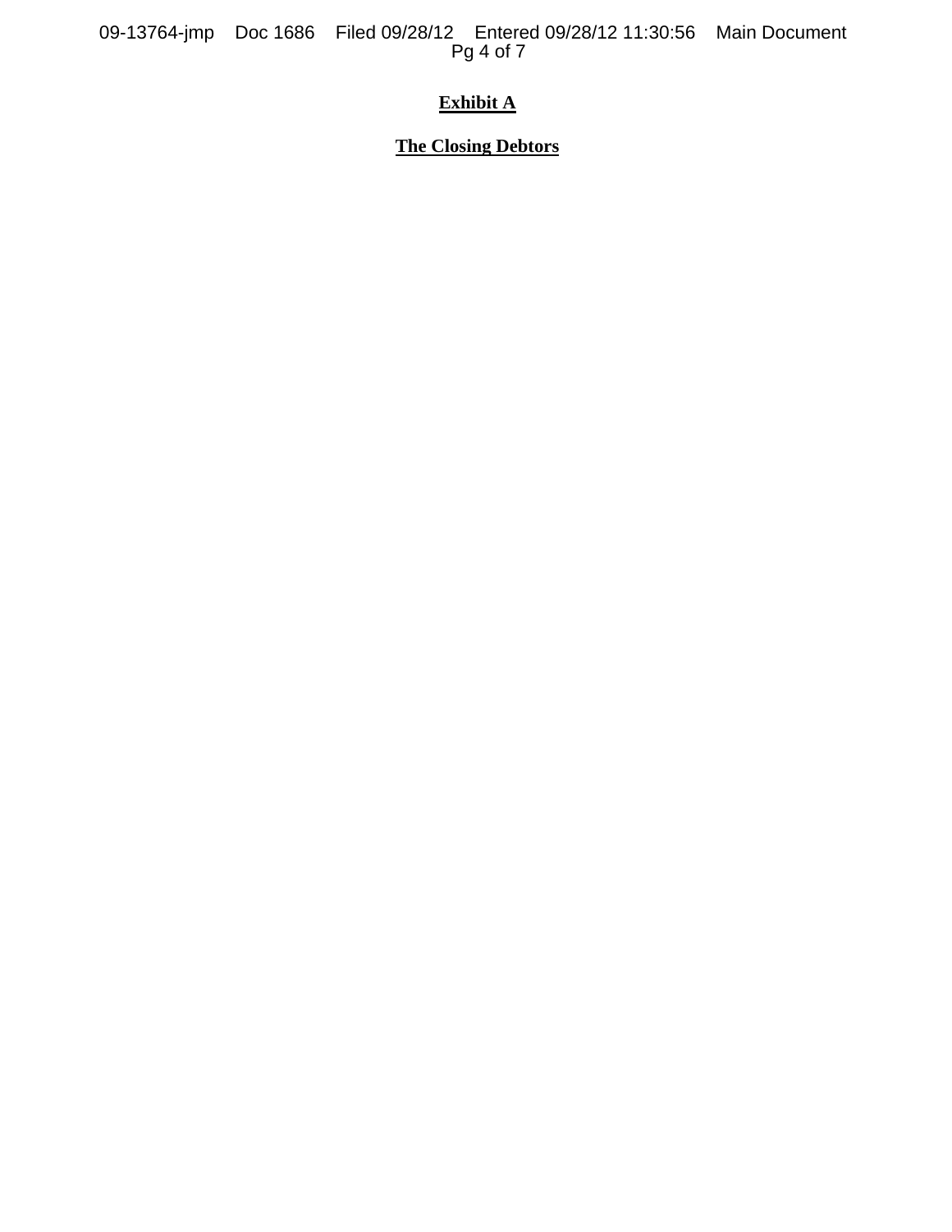# Exhibit A

## The Closing Debtors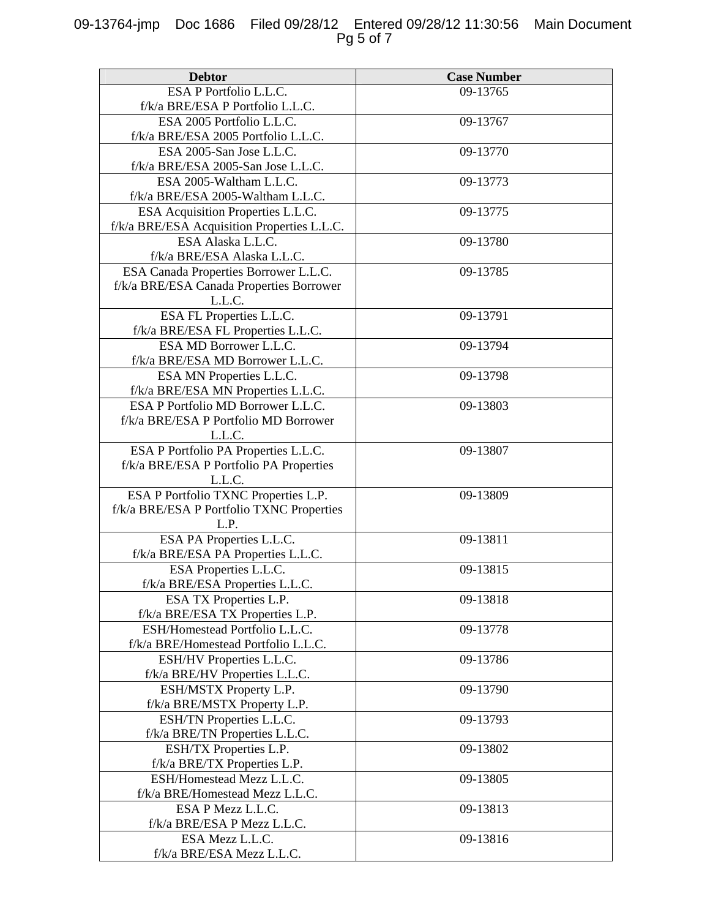| Debtor | Case Number |
| --- | --- |
| ESA P Portfolio L.L.C. f/k/a BRE/ESA P Portfolio L.L.C. | 09-13765 |
| ESA 2005 Portfolio L.L.C. f/k/a BRE/ESA 2005 Portfolio L.L.C. | 09-13767 |
| ESA 2005-San Jose L.L.C. f/k/a BRE/ESA 2005-San Jose L.L.C. | 09-13770 |
| ESA 2005-Waltham L.L.C. f/k/a BRE/ESA 2005-Waltham L.L.C. | 09-13773 |
| ESA Acquisition Properties L.L.C. f/k/a BRE/ESA Acquisition Properties L.L.C. | 09-13775 |
| ESA Alaska L.L.C. f/k/a BRE/ESA Alaska L.L.C. | 09-13780 |
| ESA Canada Properties Borrower L.L.C. f/k/a BRE/ESA Canada Properties Borrower L.L.C. | 09-13785 |
| ESA FL Properties L.L.C. f/k/a BRE/ESA FL Properties L.L.C. | 09-13791 |
| ESA MD Borrower L.L.C. f/k/a BRE/ESA MD Borrower L.L.C. | 09-13794 |
| ESA MN Properties L.L.C. f/k/a BRE/ESA MN Properties L.L.C. | 09-13798 |
| ESA P Portfolio MD Borrower L.L.C. f/k/a BRE/ESA P Portfolio MD Borrower L.L.C. | 09-13803 |
| ESA P Portfolio PA Properties L.L.C. f/k/a BRE/ESA P Portfolio PA Properties L.L.C. | 09-13807 |
| ESA P Portfolio TXNC Properties L.P. f/k/a BRE/ESA P Portfolio TXNC Properties L.P. | 09-13809 |
| ESA PA Properties L.L.C. f/k/a BRE/ESA PA Properties L.L.C. | 09-13811 |
| ESA Properties L.L.C. f/k/a BRE/ESA Properties L.L.C. | 09-13815 |
| ESA TX Properties L.P. f/k/a BRE/ESA TX Properties L.P. | 09-13818 |
| ESH/Homestead Portfolio L.L.C. f/k/a BRE/Homestead Portfolio L.L.C. | 09-13778 |
| ESH/HV Properties L.L.C. f/k/a BRE/HV Properties L.L.C. | 09-13786 |
| ESH/MSTX Property L.P. f/k/a BRE/MSTX Property L.P. | 09-13790 |
| ESH/TN Properties L.L.C. f/k/a BRE/TN Properties L.L.C. | 09-13793 |
| ESH/TX Properties L.P. f/k/a BRE/TX Properties L.P. | 09-13802 |
| ESH/Homestead Mezz L.L.C. f/k/a BRE/Homestead Mezz L.L.C. | 09-13805 |
| ESA P Mezz L.L.C. f/k/a BRE/ESA P Mezz L.L.C. | 09-13813 |
| ESA Mezz L.L.C. f/k/a BRE/ESA Mezz L.L.C. | 09-13816 |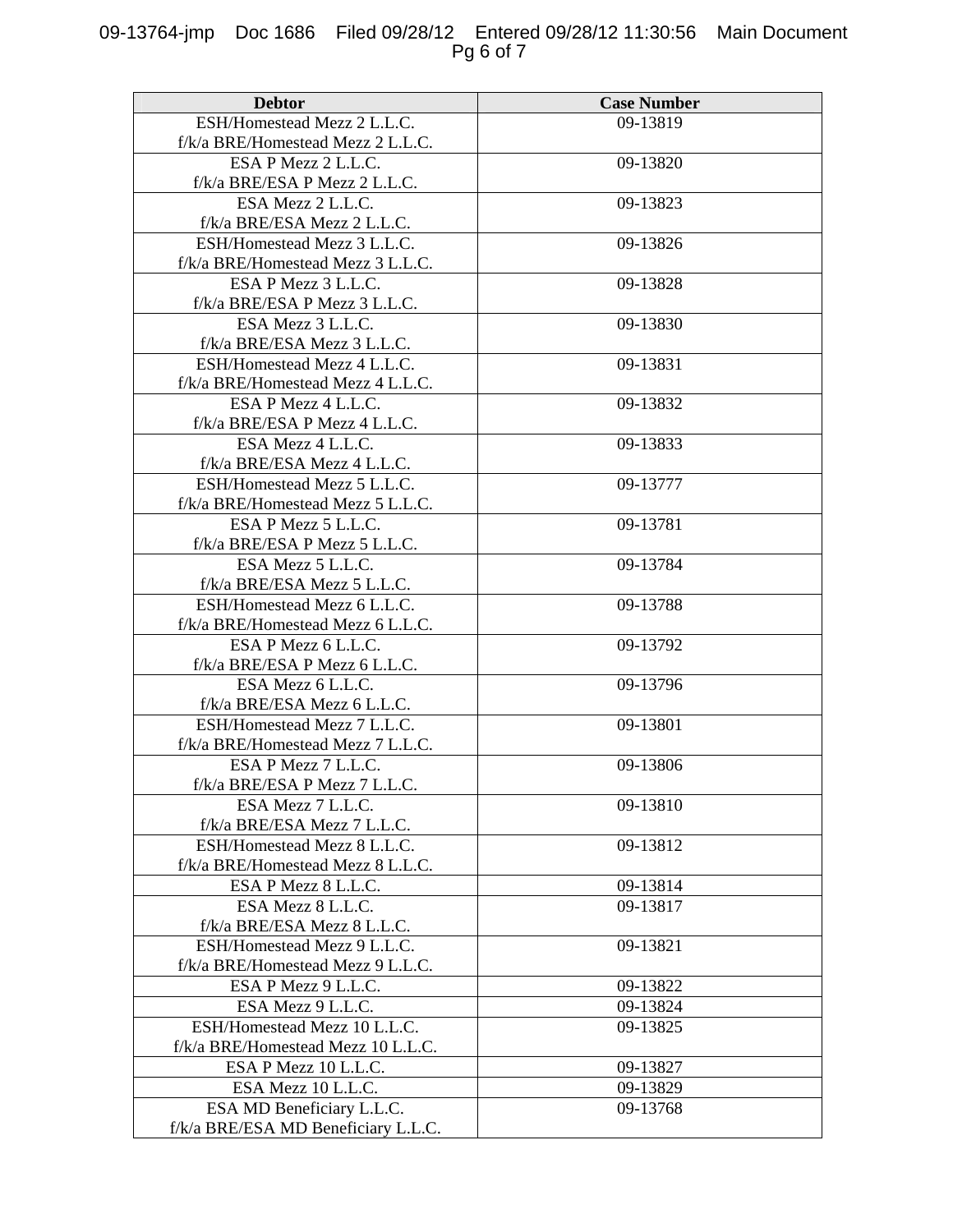| Debtor | Case Number |
| --- | --- |
| ESH/Homestead Mezz 2 L.L.C. f/k/a BRE/Homestead Mezz 2 L.L.C. | 09-13819 |
| ESA P Mezz 2 L.L.C. f/k/a BRE/ESA P Mezz 2 L.L.C. | 09-13820 |
| ESA Mezz 2 L.L.C. f/k/a BRE/ESA Mezz 2 L.L.C. | 09-13823 |
| ESH/Homestead Mezz 3 L.L.C. f/k/a BRE/Homestead Mezz 3 L.L.C. | 09-13826 |
| ESA P Mezz 3 L.L.C. f/k/a BRE/ESA P Mezz 3 L.L.C. | 09-13828 |
| ESA Mezz 3 L.L.C. f/k/a BRE/ESA Mezz 3 L.L.C. | 09-13830 |
| ESH/Homestead Mezz 4 L.L.C. f/k/a BRE/Homestead Mezz 4 L.L.C. | 09-13831 |
| ESA P Mezz 4 L.L.C. f/k/a BRE/ESA P Mezz 4 L.L.C. | 09-13832 |
| ESA Mezz 4 L.L.C. f/k/a BRE/ESA Mezz 4 L.L.C. | 09-13833 |
| ESH/Homestead Mezz 5 L.L.C. f/k/a BRE/Homestead Mezz 5 L.L.C. | 09-13777 |
| ESA P Mezz 5 L.L.C. f/k/a BRE/ESA P Mezz 5 L.L.C. | 09-13781 |
| ESA Mezz 5 L.L.C. f/k/a BRE/ESA Mezz 5 L.L.C. | 09-13784 |
| ESH/Homestead Mezz 6 L.L.C. f/k/a BRE/Homestead Mezz 6 L.L.C. | 09-13788 |
| ESA P Mezz 6 L.L.C. f/k/a BRE/ESA P Mezz 6 L.L.C. | 09-13792 |
| ESA Mezz 6 L.L.C. f/k/a BRE/ESA Mezz 6 L.L.C. | 09-13796 |
| ESH/Homestead Mezz 7 L.L.C. f/k/a BRE/Homestead Mezz 7 L.L.C. | 09-13801 |
| ESA P Mezz 7 L.L.C. f/k/a BRE/ESA P Mezz 7 L.L.C. | 09-13806 |
| ESA Mezz 7 L.L.C. f/k/a BRE/ESA Mezz 7 L.L.C. | 09-13810 |
| ESH/Homestead Mezz 8 L.L.C. f/k/a BRE/Homestead Mezz 8 L.L.C. | 09-13812 |
| ESA P Mezz 8 L.L.C. | 09-13814 |
| ESA Mezz 8 L.L.C. f/k/a BRE/ESA Mezz 8 L.L.C. | 09-13817 |
| ESH/Homestead Mezz 9 L.L.C. f/k/a BRE/Homestead Mezz 9 L.L.C. | 09-13821 |
| ESA P Mezz 9 L.L.C. | 09-13822 |
| ESA Mezz 9 L.L.C. | 09-13824 |
| ESH/Homestead Mezz 10 L.L.C. f/k/a BRE/Homestead Mezz 10 L.L.C. | 09-13825 |
| ESA P Mezz 10 L.L.C. | 09-13827 |
| ESA Mezz 10 L.L.C. | 09-13829 |
| ESA MD Beneficiary L.L.C. f/k/a BRE/ESA MD Beneficiary L.L.C. | 09-13768 |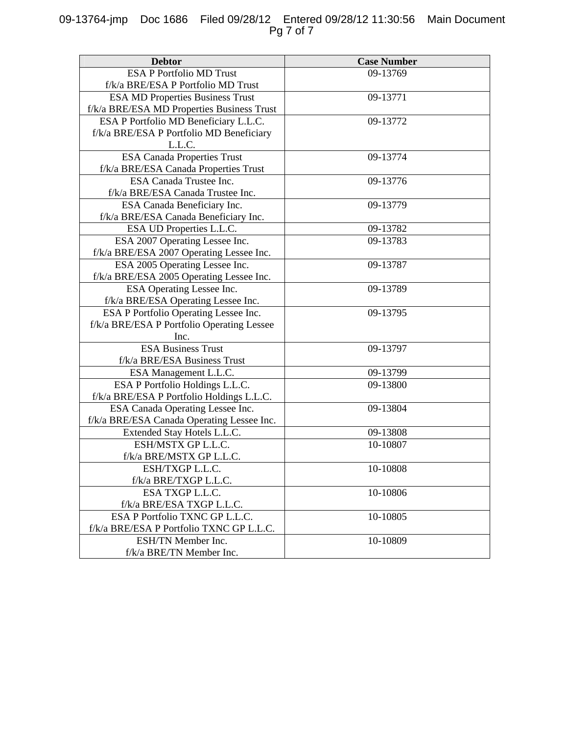| Debtor | Case Number |
|---|---|
| ESA P Portfolio MD Trust f/k/a BRE/ESA P Portfolio MD Trust | 09-13769 |
| ESA MD Properties Business Trust f/k/a BRE/ESA MD Properties Business Trust | 09-13771 |
| ESA P Portfolio MD Beneficiary L.L.C. f/k/a BRE/ESA P Portfolio MD Beneficiary L.L.C. | 09-13772 |
| ESA Canada Properties Trust f/k/a BRE/ESA Canada Properties Trust | 09-13774 |
| ESA Canada Trustee Inc. f/k/a BRE/ESA Canada Trustee Inc. | 09-13776 |
| ESA Canada Beneficiary Inc. f/k/a BRE/ESA Canada Beneficiary Inc. | 09-13779 |
| ESA UD Properties L.L.C. | 09-13782 |
| ESA 2007 Operating Lessee Inc. f/k/a BRE/ESA 2007 Operating Lessee Inc. | 09-13783 |
| ESA 2005 Operating Lessee Inc. f/k/a BRE/ESA 2005 Operating Lessee Inc. | 09-13787 |
| ESA Operating Lessee Inc. f/k/a BRE/ESA Operating Lessee Inc. | 09-13789 |
| ESA P Portfolio Operating Lessee Inc. f/k/a BRE/ESA P Portfolio Operating Lessee Inc. | 09-13795 |
| ESA Business Trust f/k/a BRE/ESA Business Trust | 09-13797 |
| ESA Management L.L.C. | 09-13799 |
| ESA P Portfolio Holdings L.L.C. f/k/a BRE/ESA P Portfolio Holdings L.L.C. | 09-13800 |
| ESA Canada Operating Lessee Inc. f/k/a BRE/ESA Canada Operating Lessee Inc. | 09-13804 |
| Extended Stay Hotels L.L.C. | 09-13808 |
| ESH/MSTX GP L.L.C. f/k/a BRE/MSTX GP L.L.C. | 10-10807 |
| ESH/TXGP L.L.C. f/k/a BRE/TXGP L.L.C. | 10-10808 |
| ESA TXGP L.L.C. f/k/a BRE/ESA TXGP L.L.C. | 10-10806 |
| ESA P Portfolio TXNC GP L.L.C. f/k/a BRE/ESA P Portfolio TXNC GP L.L.C. | 10-10805 |
| ESH/TN Member Inc. f/k/a BRE/TN Member Inc. | 10-10809 |